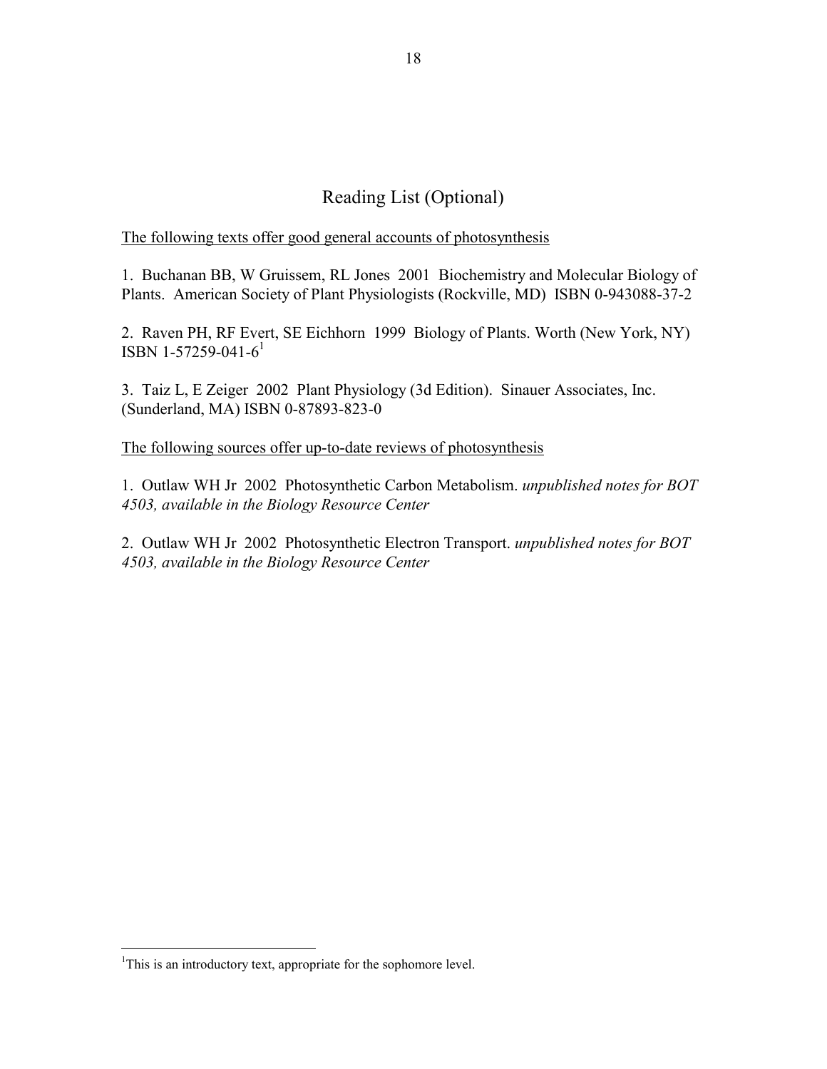# Reading List (Optional)

<u>The following texts offer good general accounts of photosynthesis</u>

1. Buchanan BB, W Gruissem, RL Jones 2001 Biochemistry and Molecular Biology of Plants. American Society of Plant Physiologists (Rockville, MD) ISBN 0-943088-37-2

2. Raven PH, RF Evert, SE Eichhorn 1999 Biology of Plants. Worth (New York, NY) ISBN 1-57259-041-6[1]

3. Taiz L, E Zeiger 2002 Plant Physiology (3d Edition). Sinauer Associates, Inc. (Sunderland, MA) ISBN 0-87893-823-0

<u>The following sources offer up-to-date reviews of photosynthesis</u>

1. Outlaw WH Jr 2002 Photosynthetic Carbon Metabolism. *unpublished notes for BOT 4503, available in the Biology Resource Center*

2. Outlaw WH Jr 2002 Photosynthetic Electron Transport. *unpublished notes for BOT 4503, available in the Biology Resource Center*

---

[1] This is an introductory text, appropriate for the sophomore level.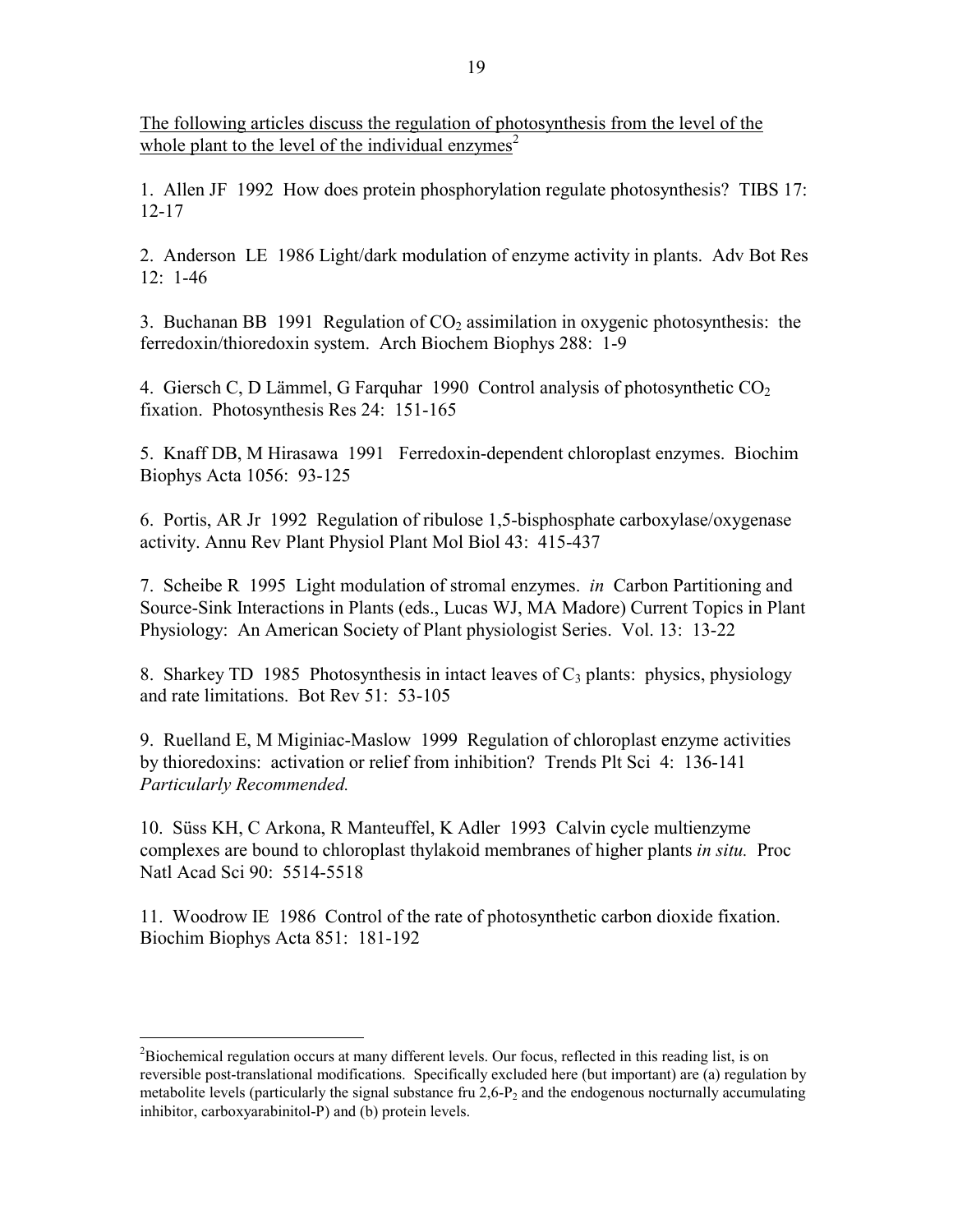The following articles discuss the regulation of photosynthesis from the level of the whole plant to the level of the individual enzymes[2]

1. Allen JF 1992 How does protein phosphorylation regulate photosynthesis? TIBS 17: 12-17

2. Anderson LE 1986 Light/dark modulation of enzyme activity in plants. Adv Bot Res 12: 1-46

3. Buchanan BB 1991 Regulation of $CO_2$ assimilation in oxygenic photosynthesis: the ferredoxin/thioredoxin system. Arch Biochem Biophys 288: 1-9

4. Giersch C, D Lämmel, G Farquhar 1990 Control analysis of photosynthetic $CO_2$ fixation. Photosynthesis Res 24: 151-165

5. Knaff DB, M Hirasawa 1991 Ferredoxin-dependent chloroplast enzymes. Biochim Biophys Acta 1056: 93-125

6. Portis, AR Jr 1992 Regulation of ribulose 1,5-bisphosphate carboxylase/oxygenase activity. Annu Rev Plant Physiol Plant Mol Biol 43: 415-437

7. Scheibe R 1995 Light modulation of stromal enzymes. *in* Carbon Partitioning and Source-Sink Interactions in Plants (eds., Lucas WJ, MA Madore) Current Topics in Plant Physiology: An American Society of Plant physiologist Series. Vol. 13: 13-22

8. Sharkey TD 1985 Photosynthesis in intact leaves of $C_3$ plants: physics, physiology and rate limitations. Bot Rev 51: 53-105

9. Ruelland E, M Miginiac-Maslow 1999 Regulation of chloroplast enzyme activities by thioredoxins: activation or relief from inhibition? Trends Plt Sci 4: 136-141 *Particularly Recommended.*

10. Süss KH, C Arkona, R Manteuffel, K Adler 1993 Calvin cycle multienzyme complexes are bound to chloroplast thylakoid membranes of higher plants *in situ.* Proc Natl Acad Sci 90: 5514-5518

11. Woodrow IE 1986 Control of the rate of photosynthetic carbon dioxide fixation. Biochim Biophys Acta 851: 181-192

---

[2]Biochemical regulation occurs at many different levels. Our focus, reflected in this reading list, is on reversible post-translational modifications. Specifically excluded here (but important) are (a) regulation by metabolite levels (particularly the signal substance fru 2,6-$P_2$ and the endogenous nocturnally accumulating inhibitor, carboxyarabinitol-P) and (b) protein levels.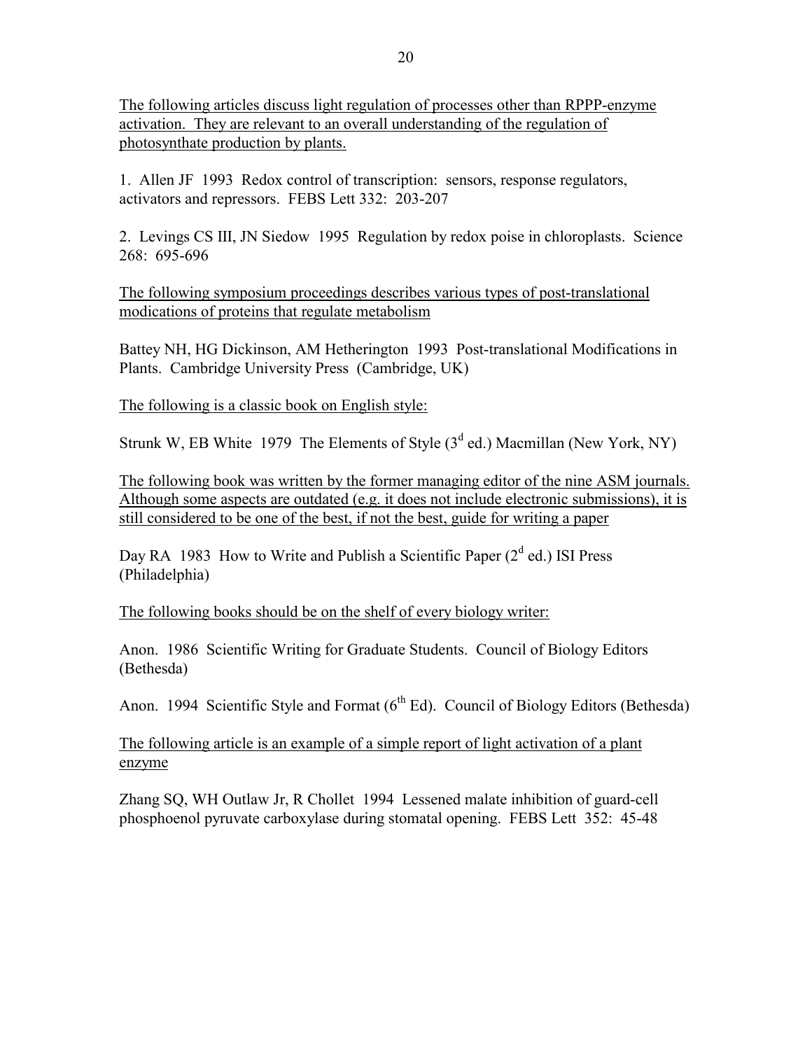The following articles discuss light regulation of processes other than RPPP-enzyme activation. They are relevant to an overall understanding of the regulation of photosynthate production by plants.

1. Allen JF 1993 Redox control of transcription: sensors, response regulators, activators and repressors. FEBS Lett 332: 203-207

2. Levings CS III, JN Siedow 1995 Regulation by redox poise in chloroplasts. Science 268: 695-696

The following symposium proceedings describes various types of post-translational modications of proteins that regulate metabolism

Battey NH, HG Dickinson, AM Hetherington 1993 Post-translational Modifications in Plants. Cambridge University Press (Cambridge, UK)

The following is a classic book on English style:

Strunk W, EB White 1979 The Elements of Style ($3^{d}$ ed.) Macmillan (New York, NY)

The following book was written by the former managing editor of the nine ASM journals. Although some aspects are outdated (e.g. it does not include electronic submissions), it is still considered to be one of the best, if not the best, guide for writing a paper

Day RA 1983 How to Write and Publish a Scientific Paper ($2^{d}$ ed.) ISI Press (Philadelphia)

The following books should be on the shelf of every biology writer:

Anon. 1986 Scientific Writing for Graduate Students. Council of Biology Editors (Bethesda)

Anon. 1994 Scientific Style and Format ($6^{th}$ Ed). Council of Biology Editors (Bethesda)

The following article is an example of a simple report of light activation of a plant enzyme

Zhang SQ, WH Outlaw Jr, R Chollet 1994 Lessened malate inhibition of guard-cell phosphoenol pyruvate carboxylase during stomatal opening. FEBS Lett 352: 45-48